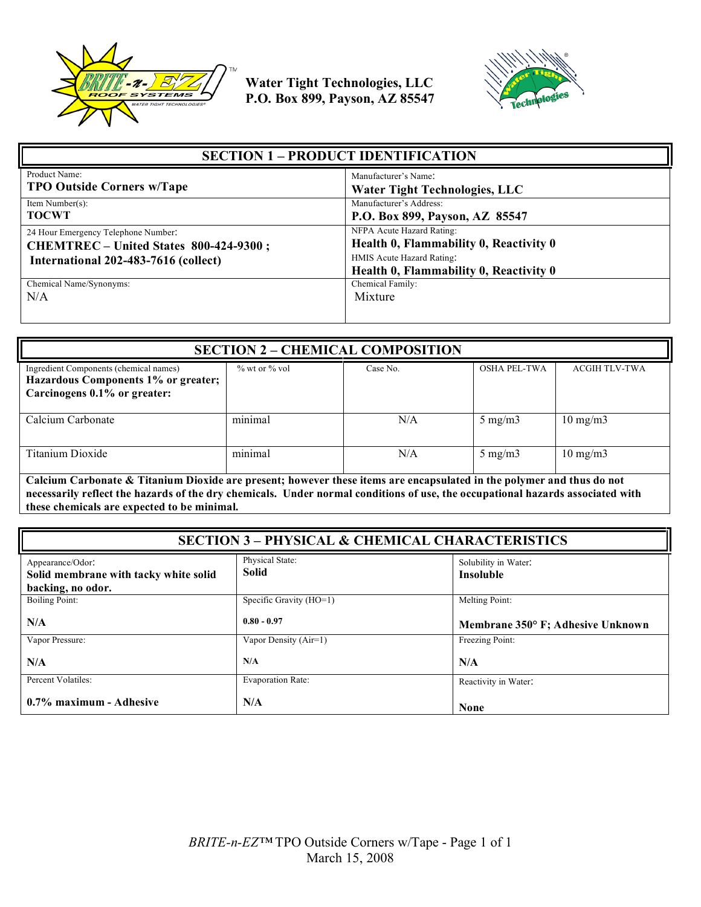**Water Tight Technologies, LLC**
**P.O. Box 899, Payson, AZ 85547**

## SECTION 1 – PRODUCT IDENTIFICATION

| | |
|---|---|
| Product Name:<br>**TPO Outside Corners w/Tape** | Manufacturer's Name:<br>**Water Tight Technologies, LLC** |
| Item Number(s):<br>**TOCWT** | Manufacturer's Address:<br>**P.O. Box 899, Payson, AZ 85547** |
| 24 Hour Emergency Telephone Number:<br>**CHEMTREC – United States 800-424-9300 ;**<br>**International 202-483-7616 (collect)** | NFPA Acute Hazard Rating:<br>**Health 0, Flammability 0, Reactivity 0**<br>HMIS Acute Hazard Rating:<br>**Health 0, Flammability 0, Reactivity 0** |
| Chemical Name/Synonyms:<br>N/A | Chemical Family:<br>Mixture |

## SECTION 2 – CHEMICAL COMPOSITION

| Ingredient Components (chemical names)<br>**Hazardous Components 1% or greater; Carcinogens 0.1% or greater:** | % wt or % vol | Case No. | OSHA PEL-TWA | ACGIH TLV-TWA |
|---|---|---|---|---|
| Calcium Carbonate | minimal | N/A | 5 mg/m3 | 10 mg/m3 |
| Titanium Dioxide | minimal | N/A | 5 mg/m3 | 10 mg/m3 |

**Calcium Carbonate & Titanium Dioxide are present; however these items are encapsulated in the polymer and thus do not necessarily reflect the hazards of the dry chemicals. Under normal conditions of use, the occupational hazards associated with these chemicals are expected to be minimal.**

## SECTION 3 – PHYSICAL & CHEMICAL CHARACTERISTICS

| | | |
|---|---|---|
| Appearance/Odor:<br>**Solid membrane with tacky white solid backing, no odor.** | Physical State:<br>**Solid** | Solubility in Water:<br>**Insoluble** |
| Boiling Point:<br>**N/A** | Specific Gravity (HO=1)<br>**0.80 - 0.97** | Melting Point:<br>**Membrane 350° F; Adhesive Unknown** |
| Vapor Pressure:<br>**N/A** | Vapor Density (Air=1)<br>**N/A** | Freezing Point:<br>**N/A** |
| Percent Volatiles:<br>**0.7% maximum - Adhesive** | Evaporation Rate:<br>**N/A** | Reactivity in Water:<br>**None** |

*BRITE-n-EZ*™ TPO Outside Corners w/Tape - Page 1 of 1
March 15, 2008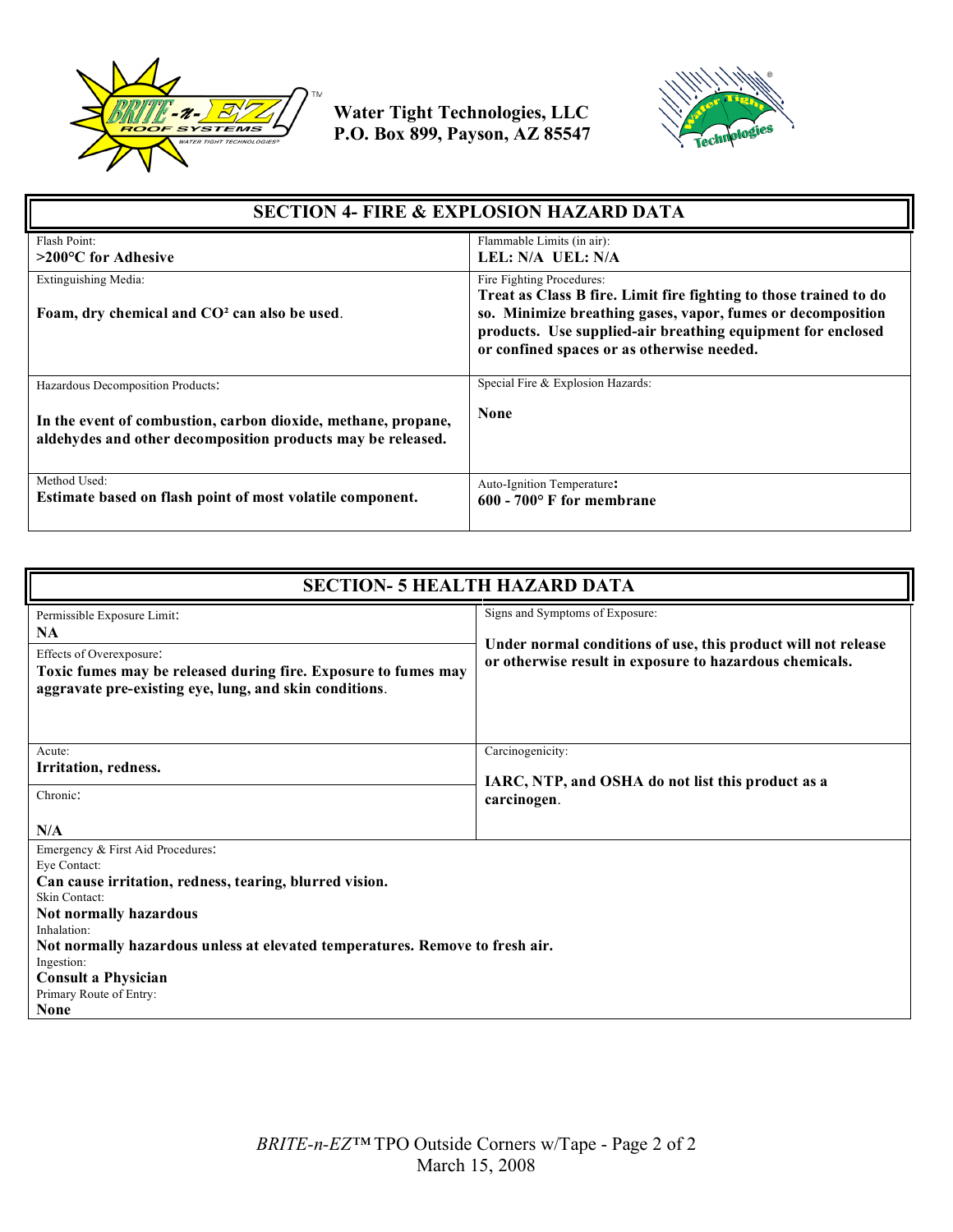Water Tight Technologies, LLC
P.O. Box 899, Payson, AZ 85547

## SECTION 4- FIRE & EXPLOSION HAZARD DATA

| | |
|---|---|
| Flash Point:<br>**>200°C for Adhesive** | Flammable Limits (in air):<br>**LEL: N/A UEL: N/A** |
| Extinguishing Media:<br>**Foam, dry chemical and CO² can also be used.** | Fire Fighting Procedures:<br>**Treat as Class B fire. Limit fire fighting to those trained to do so. Minimize breathing gases, vapor, fumes or decomposition products. Use supplied-air breathing equipment for enclosed or confined spaces or as otherwise needed.** |
| Hazardous Decomposition Products:<br>**In the event of combustion, carbon dioxide, methane, propane, aldehydes and other decomposition products may be released.** | Special Fire & Explosion Hazards:<br>**None** |
| Method Used:<br>**Estimate based on flash point of most volatile component.** | Auto-Ignition Temperature:<br>**600 - 700° F for membrane** |

## SECTION- 5 HEALTH HAZARD DATA

| | |
|---|---|
| Permissible Exposure Limit:<br>**NA**<br>Effects of Overexposure:<br>**Toxic fumes may be released during fire. Exposure to fumes may aggravate pre-existing eye, lung, and skin conditions.** | Signs and Symptoms of Exposure:<br>**Under normal conditions of use, this product will not release or otherwise result in exposure to hazardous chemicals.** |
| Acute:<br>**Irritation, redness.**<br>Chronic:<br>**N/A** | Carcinogenicity:<br>**IARC, NTP, and OSHA do not list this product as a carcinogen.** |

Emergency & First Aid Procedures:

Eye Contact:
**Can cause irritation, redness, tearing, blurred vision.**

Skin Contact:
**Not normally hazardous**

Inhalation:
**Not normally hazardous unless at elevated temperatures. Remove to fresh air.**

Ingestion:
**Consult a Physician**

Primary Route of Entry:
**None**

*BRITE-n-EZ™* TPO Outside Corners w/Tape
March 15, 2008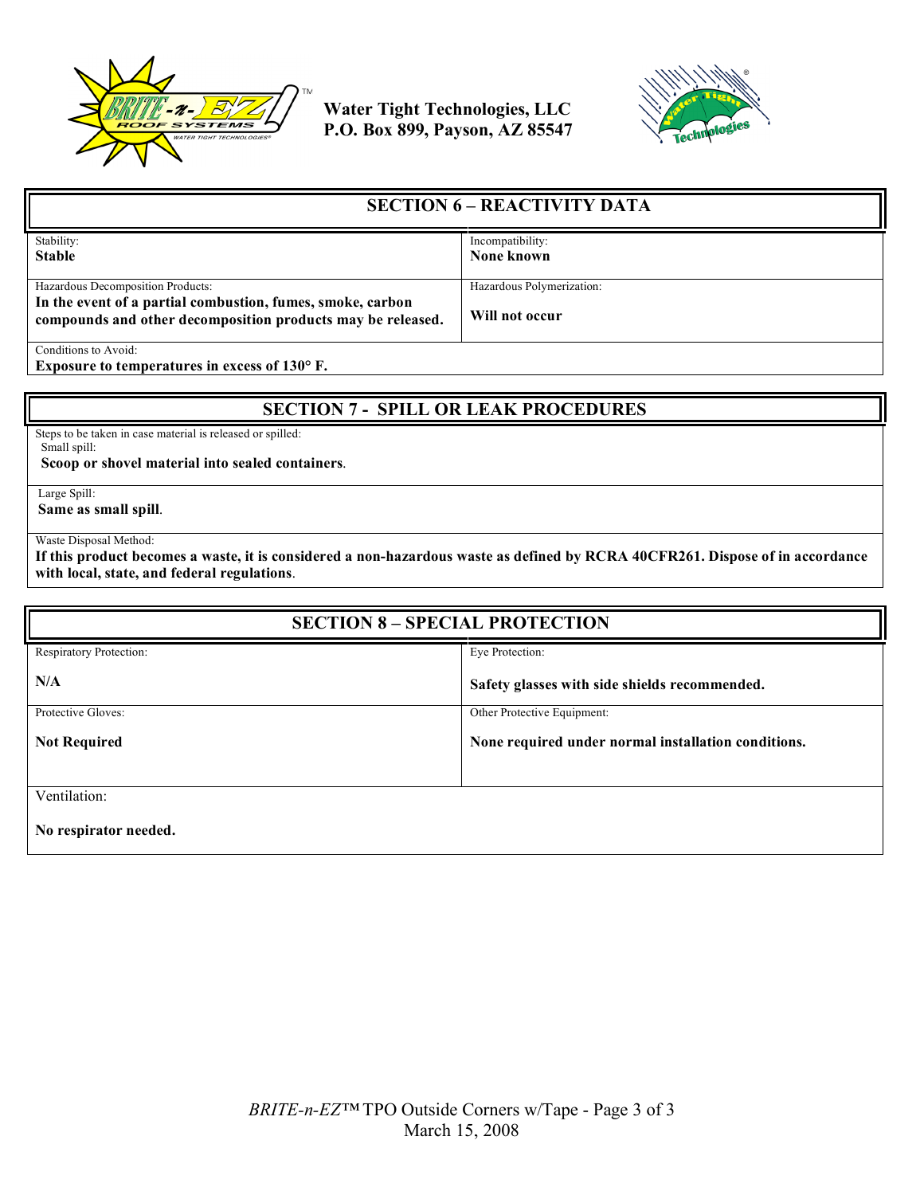Water Tight Technologies, LLC
P.O. Box 899, Payson, AZ 85547

## SECTION 6 – REACTIVITY DATA

| Stability: | Incompatibility: |
|---|---|
| **Stable** | **None known** |

| Hazardous Decomposition Products: | Hazardous Polymerization: |
|---|---|
| **In the event of a partial combustion, fumes, smoke, carbon compounds and other decomposition products may be released.** | **Will not occur** |

Conditions to Avoid:
**Exposure to temperatures in excess of 130° F.**

## SECTION 7 - SPILL OR LEAK PROCEDURES

Steps to be taken in case material is released or spilled:

Small spill:
**Scoop or shovel material into sealed containers**.

Large Spill:
**Same as small spill**.

Waste Disposal Method:
**If this product becomes a waste, it is considered a non-hazardous waste as defined by RCRA 40CFR261. Dispose of in accordance with local, state, and federal regulations**.

## SECTION 8 – SPECIAL PROTECTION

| Respiratory Protection: | Eye Protection: |
|---|---|
| **N/A** | **Safety glasses with side shields recommended.** |

| Protective Gloves: | Other Protective Equipment: |
|---|---|
| **Not Required** | **None required under normal installation conditions.** |

Ventilation:
**No respirator needed.**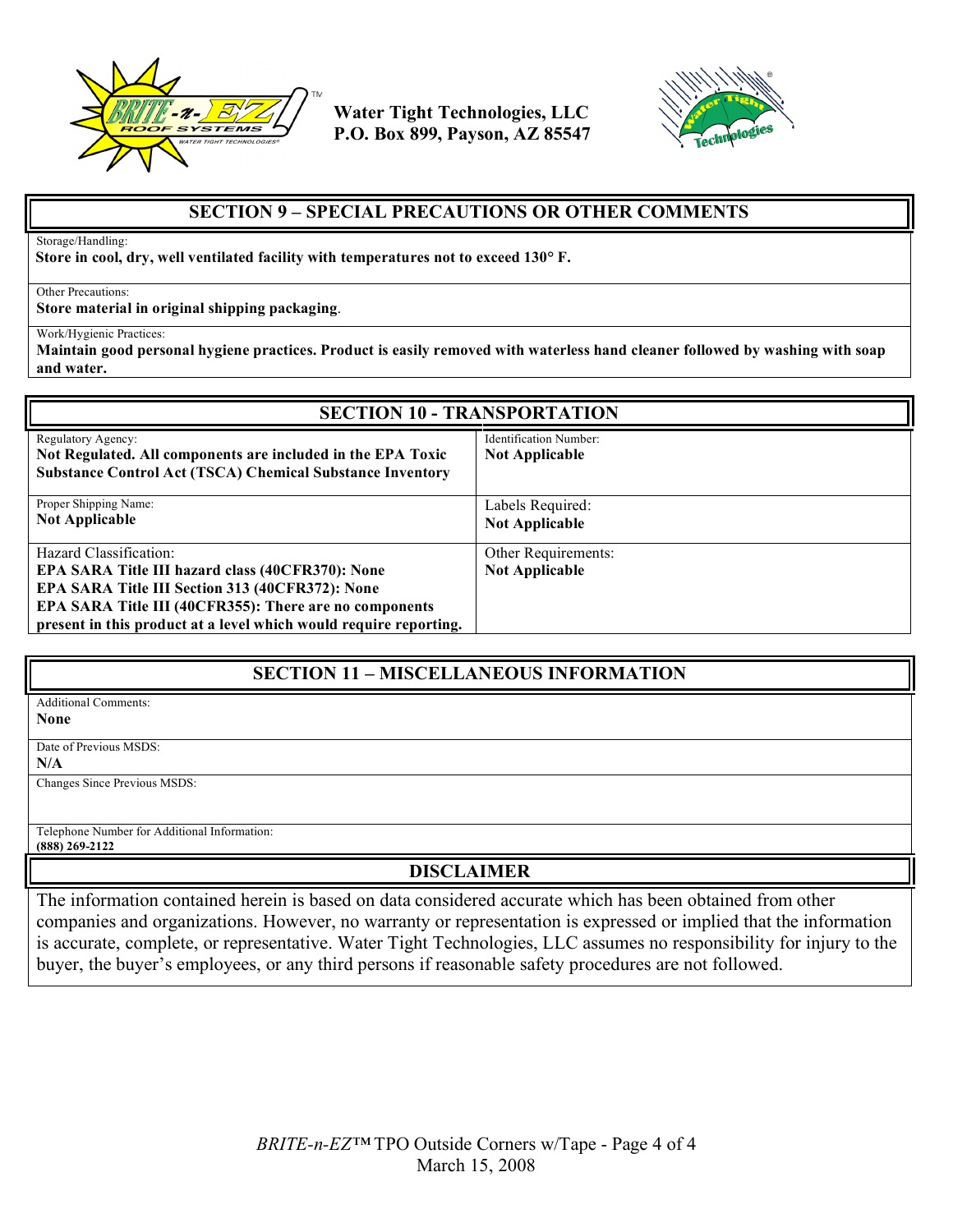Water Tight Technologies, LLC
P.O. Box 899, Payson, AZ 85547

## SECTION 9 – SPECIAL PRECAUTIONS OR OTHER COMMENTS

Storage/Handling:
**Store in cool, dry, well ventilated facility with temperatures not to exceed 130° F.**

Other Precautions:
**Store material in original shipping packaging**.

Work/Hygienic Practices:
**Maintain good personal hygiene practices. Product is easily removed with waterless hand cleaner followed by washing with soap and water.**

## SECTION 10 - TRANSPORTATION

| | |
|---|---|
| Regulatory Agency:<br>**Not Regulated. All components are included in the EPA Toxic Substance Control Act (TSCA) Chemical Substance Inventory** | Identification Number:<br>**Not Applicable** |
| Proper Shipping Name:<br>**Not Applicable** | Labels Required:<br>**Not Applicable** |
| Hazard Classification:<br>**EPA SARA Title III hazard class (40CFR370): None**<br>**EPA SARA Title III Section 313 (40CFR372): None**<br>**EPA SARA Title III (40CFR355): There are no components present in this product at a level which would require reporting.** | Other Requirements:<br>**Not Applicable** |

## SECTION 11 – MISCELLANEOUS INFORMATION

Additional Comments:
**None**

Date of Previous MSDS:
**N/A**

Changes Since Previous MSDS:

Telephone Number for Additional Information:
**(888) 269-2122**

## DISCLAIMER

The information contained herein is based on data considered accurate which has been obtained from other companies and organizations. However, no warranty or representation is expressed or implied that the information is accurate, complete, or representative. Water Tight Technologies, LLC assumes no responsibility for injury to the buyer, the buyer's employees, or any third persons if reasonable safety procedures are not followed.